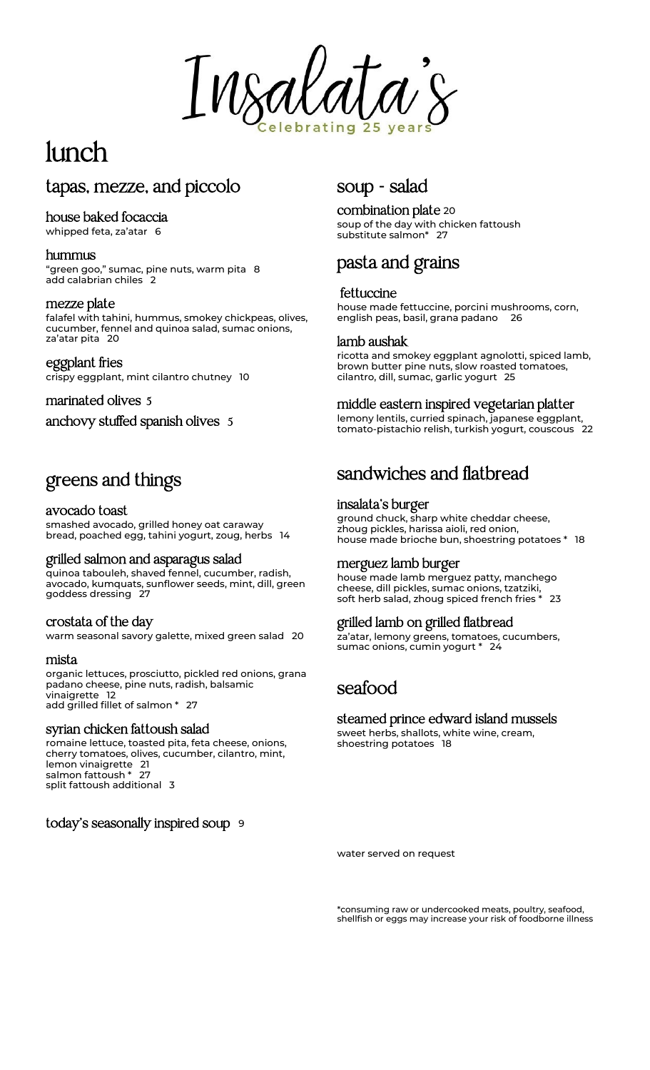# Insalata's

Celebrating 25 years

# lunch

## tapas, mezze, and piccolo

### house baked focaccia
whipped feta, za'atar 6

### hummus
"green goo," sumac, pine nuts, warm pita 8
add calabrian chiles 2

### mezze plate
falafel with tahini, hummus, smokey chickpeas, olives, cucumber, fennel and quinoa salad, sumac onions, za'atar pita 20

### eggplant fries
crispy eggplant, mint cilantro chutney 10

### marinated olives 5

### anchovy stuffed spanish olives 5

## greens and things

### avocado toast
smashed avocado, grilled honey oat caraway bread, poached egg, tahini yogurt, zoug, herbs 14

### grilled salmon and asparagus salad
quinoa tabouleh, shaved fennel, cucumber, radish, avocado, kumquats, sunflower seeds, mint, dill, green goddess dressing 27

### crostata of the day
warm seasonal savory galette, mixed green salad 20

### mista
organic lettuces, prosciutto, pickled red onions, grana padano cheese, pine nuts, radish, balsamic vinaigrette 12
add grilled fillet of salmon * 27

### syrian chicken fattoush salad
romaine lettuce, toasted pita, feta cheese, onions, cherry tomatoes, olives, cucumber, cilantro, mint, lemon vinaigrette 21
salmon fattoush * 27
split fattoush additional 3

### today's seasonally inspired soup 9

## soup - salad

### combination plate 20
soup of the day with chicken fattoush
substitute salmon* 27

## pasta and grains

### fettuccine
house made fettuccine, porcini mushrooms, corn, english peas, basil, grana padano 26

### lamb aushak
ricotta and smokey eggplant agnolotti, spiced lamb, brown butter pine nuts, slow roasted tomatoes, cilantro, dill, sumac, garlic yogurt 25

### middle eastern inspired vegetarian platter
lemony lentils, curried spinach, japanese eggplant, tomato-pistachio relish, turkish yogurt, couscous 22

## sandwiches and flatbread

### insalata's burger
ground chuck, sharp white cheddar cheese, zhoug pickles, harissa aioli, red onion, house made brioche bun, shoestring potatoes * 18

### merguez lamb burger
house made lamb merguez patty, manchego cheese, dill pickles, sumac onions, tzatziki, soft herb salad, zhoug spiced french fries * 23

### grilled lamb on grilled flatbread
za'atar, lemony greens, tomatoes, cucumbers, sumac onions, cumin yogurt * 24

## seafood

### steamed prince edward island mussels
sweet herbs, shallots, white wine, cream, shoestring potatoes 18

water served on request

*consuming raw or undercooked meats, poultry, seafood, shellfish or eggs may increase your risk of foodborne illness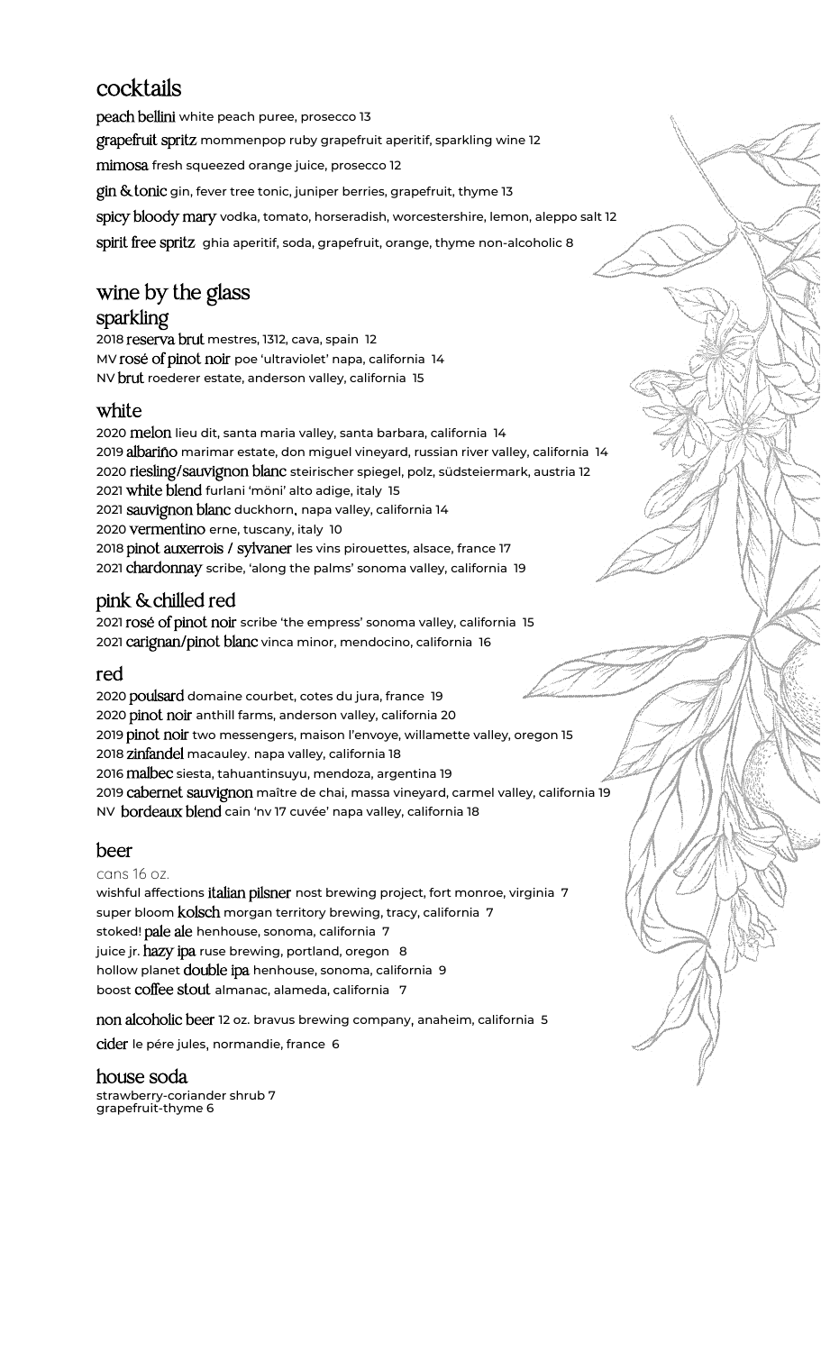# cocktails

**peach bellini** white peach puree, prosecco 13

**grapefruit spritz** mommenpop ruby grapefruit aperitif, sparkling wine 12

**mimosa** fresh squeezed orange juice, prosecco 12

**gin & tonic** gin, fever tree tonic, juniper berries, grapefruit, thyme 13

**spicy bloody mary** vodka, tomato, horseradish, worcestershire, lemon, aleppo salt 12

**spirit free spritz** ghia aperitif, soda, grapefruit, orange, thyme non-alcoholic 8

# wine by the glass

## sparkling

2018 **reserva brut** mestres, 1312, cava, spain 12
MV **rosé of pinot noir** poe 'ultraviolet' napa, california 14
NV **brut** roederer estate, anderson valley, california 15

## white

2020 **melon** lieu dit, santa maria valley, santa barbara, california 14
2019 **albariño** marimar estate, don miguel vineyard, russian river valley, california 14
2020 **riesling/sauvignon blanc** steirischer spiegel, polz, südsteiermark, austria 12
2021 **white blend** furlani 'möni' alto adige, italy 15
2021 **sauvignon blanc** duckhorn, napa valley, california 14
2020 **vermentino** erne, tuscany, italy 10
2018 **pinot auxerrois / sylvaner** les vins pirouettes, alsace, france 17
2021 **chardonnay** scribe, 'along the palms' sonoma valley, california 19

## pink & chilled red

2021 **rosé of pinot noir** scribe 'the empress' sonoma valley, california 15
2021 **carignan/pinot blanc** vinca minor, mendocino, california 16

## red

2020 **poulsard** domaine courbet, cotes du jura, france 19
2020 **pinot noir** anthill farms, anderson valley, california 20
2019 **pinot noir** two messengers, maison l'envoye, willamette valley, oregon 15
2018 **zinfandel** macauley. napa valley, california 18
2016 **malbec** siesta, tahuantinsuyu, mendoza, argentina 19
2019 **cabernet sauvignon** maître de chai, massa vineyard, carmel valley, california 19
NV **bordeaux blend** cain 'nv 17 cuvée' napa valley, california 18

# beer

cans 16 oz.

wishful affections **italian pilsner** nost brewing project, fort monroe, virginia 7
super bloom **kolsch** morgan territory brewing, tracy, california 7
stoked! **pale ale** henhouse, sonoma, california 7
juice jr. **hazy ipa** ruse brewing, portland, oregon 8
hollow planet **double ipa** henhouse, sonoma, california 9
boost **coffee stout** almanac, alameda, california 7

**non alcoholic beer** 12 oz. bravus brewing company, anaheim, california 5

**cider** le pére jules, normandie, france 6

# house soda

strawberry-coriander shrub 7
grapefruit-thyme 6